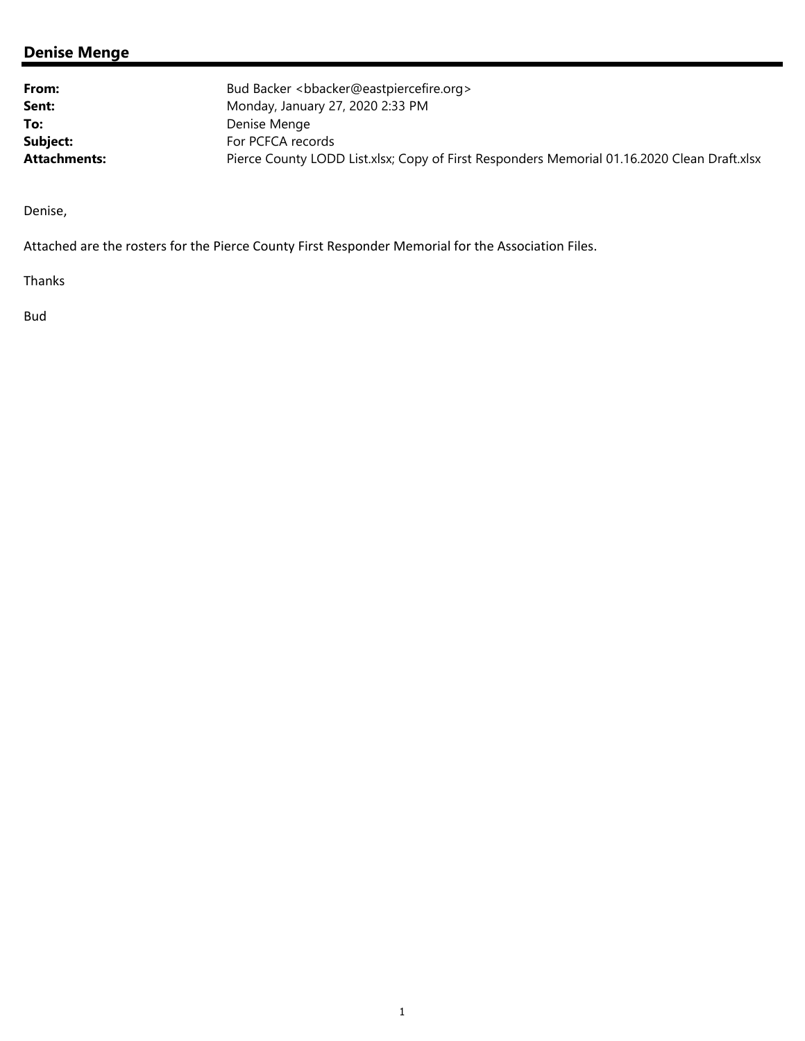## Denise Menge

| | |
|---|---|
| **From:** | Bud Backer <bbacker@eastpiercefire.org> |
| **Sent:** | Monday, January 27, 2020 2:33 PM |
| **To:** | Denise Menge |
| **Subject:** | For PCFCA records |
| **Attachments:** | Pierce County LODD List.xlsx; Copy of First Responders Memorial 01.16.2020 Clean Draft.xlsx |

Denise,

Attached are the rosters for the Pierce County First Responder Memorial for the Association Files.

Thanks

Bud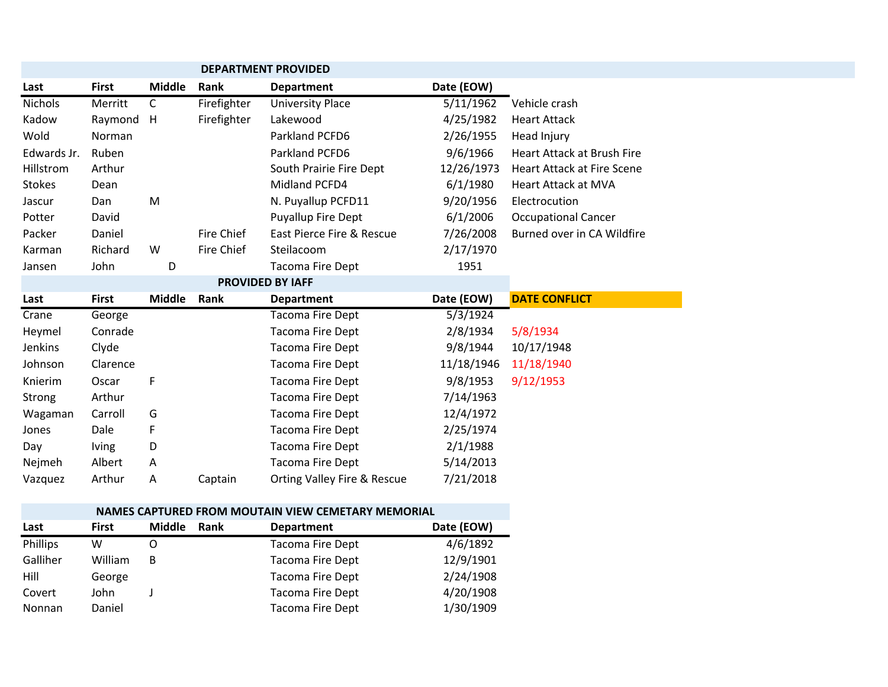## DEPARTMENT PROVIDED

| Last | First | Middle | Rank | Department | Date (EOW) | |
|---|---|---|---|---|---|---|
| Nichols | Merritt | C | Firefighter | University Place | 5/11/1962 | Vehicle crash |
| Kadow | Raymond | H | Firefighter | Lakewood | 4/25/1982 | Heart Attack |
| Wold | Norman | | | Parkland PCFD6 | 2/26/1955 | Head Injury |
| Edwards Jr. | Ruben | | | Parkland PCFD6 | 9/6/1966 | Heart Attack at Brush Fire |
| Hillstrom | Arthur | | | South Prairie Fire Dept | 12/26/1973 | Heart Attack at Fire Scene |
| Stokes | Dean | | | Midland PCFD4 | 6/1/1980 | Heart Attack at MVA |
| Jascur | Dan | M | | N. Puyallup PCFD11 | 9/20/1956 | Electrocution |
| Potter | David | | | Puyallup Fire Dept | 6/1/2006 | Occupational Cancer |
| Packer | Daniel | | Fire Chief | East Pierce Fire & Rescue | 7/26/2008 | Burned over in CA Wildfire |
| Karman | Richard | W | Fire Chief | Steilacoom | 2/17/1970 | |
| Jansen | John | D | | Tacoma Fire Dept | 1951 | |

## PROVIDED BY IAFF

| Last | First | Middle | Rank | Department | Date (EOW) | DATE CONFLICT |
|---|---|---|---|---|---|---|
| Crane | George | | | Tacoma Fire Dept | 5/3/1924 | |
| Heymel | Conrade | | | Tacoma Fire Dept | 2/8/1934 | 5/8/1934 |
| Jenkins | Clyde | | | Tacoma Fire Dept | 9/8/1944 | 10/17/1948 |
| Johnson | Clarence | | | Tacoma Fire Dept | 11/18/1946 | 11/18/1940 |
| Knierim | Oscar | F | | Tacoma Fire Dept | 9/8/1953 | 9/12/1953 |
| Strong | Arthur | | | Tacoma Fire Dept | 7/14/1963 | |
| Wagaman | Carroll | G | | Tacoma Fire Dept | 12/4/1972 | |
| Jones | Dale | F | | Tacoma Fire Dept | 2/25/1974 | |
| Day | Iving | D | | Tacoma Fire Dept | 2/1/1988 | |
| Nejmeh | Albert | A | | Tacoma Fire Dept | 5/14/2013 | |
| Vazquez | Arthur | A | Captain | Orting Valley Fire & Rescue | 7/21/2018 | |

## NAMES CAPTURED FROM MOUTAIN VIEW CEMETARY MEMORIAL

| Last | First | Middle | Rank | Department | Date (EOW) |
|---|---|---|---|---|---|
| Phillips | W | O | | Tacoma Fire Dept | 4/6/1892 |
| Galliher | William | B | | Tacoma Fire Dept | 12/9/1901 |
| Hill | George | | | Tacoma Fire Dept | 2/24/1908 |
| Covert | John | J | | Tacoma Fire Dept | 4/20/1908 |
| Nonnan | Daniel | | | Tacoma Fire Dept | 1/30/1909 |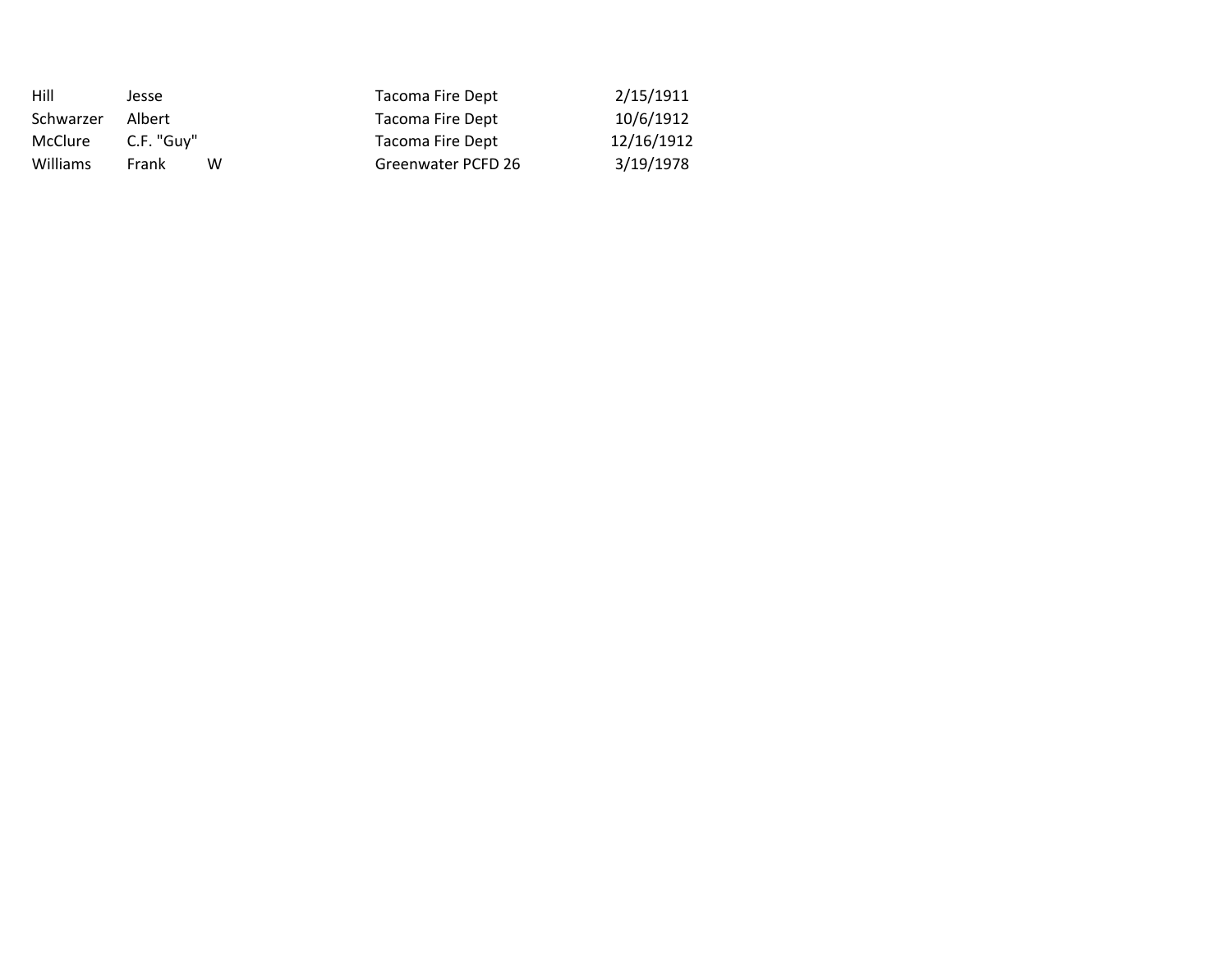| | | | | |
|---|---|---|---|---|
| Hill | Jesse | | Tacoma Fire Dept | 2/15/1911 |
| Schwarzer | Albert | | Tacoma Fire Dept | 10/6/1912 |
| McClure | C.F. "Guy" | | Tacoma Fire Dept | 12/16/1912 |
| Williams | Frank | W | Greenwater PCFD 26 | 3/19/1978 |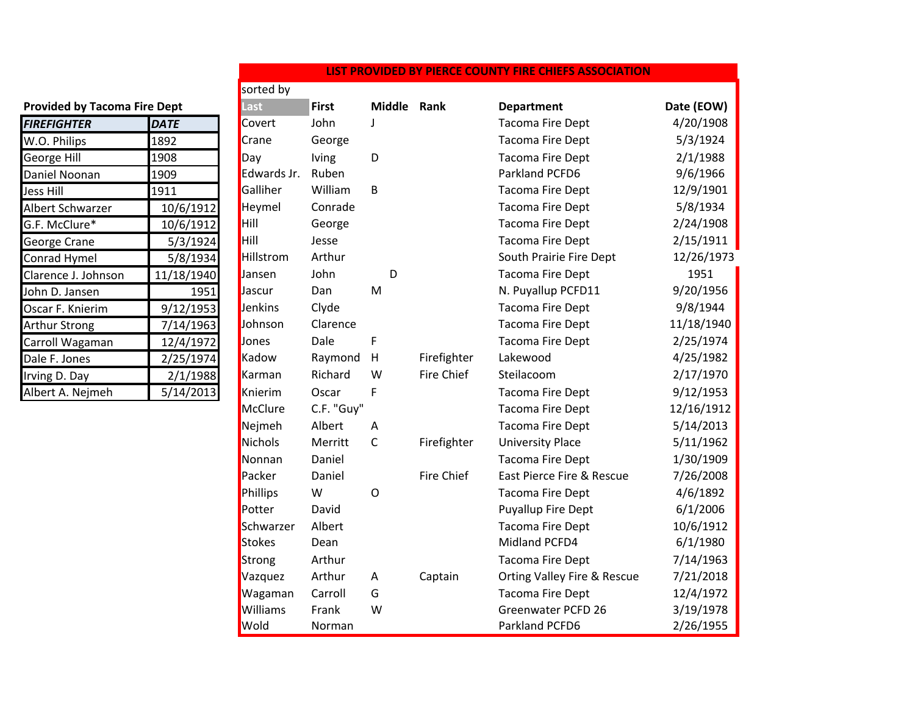**Provided by Tacoma Fire Dept**

| FIREFIGHTER | DATE |
|---|---|
| W.O. Philips | 1892 |
| George Hill | 1908 |
| Daniel Noonan | 1909 |
| Jess Hill | 1911 |
| Albert Schwarzer | 10/6/1912 |
| G.F. McClure* | 10/6/1912 |
| George Crane | 5/3/1924 |
| Conrad Hymel | 5/8/1934 |
| Clarence J. Johnson | 11/18/1940 |
| John D. Jansen | 1951 |
| Oscar F. Knierim | 9/12/1953 |
| Arthur Strong | 7/14/1963 |
| Carroll Wagaman | 12/4/1972 |
| Dale F. Jones | 2/25/1974 |
| Irving D. Day | 2/1/1988 |
| Albert A. Nejmeh | 5/14/2013 |

**LIST PROVIDED BY PIERCE COUNTY FIRE CHIEFS ASSOCIATION**

sorted by

| Last | First | Middle | Rank | Department | Date (EOW) |
|---|---|---|---|---|---|
| Covert | John | J | | Tacoma Fire Dept | 4/20/1908 |
| Crane | George | | | Tacoma Fire Dept | 5/3/1924 |
| Day | Iving | D | | Tacoma Fire Dept | 2/1/1988 |
| Edwards Jr. | Ruben | | | Parkland PCFD6 | 9/6/1966 |
| Galliher | William | B | | Tacoma Fire Dept | 12/9/1901 |
| Heymel | Conrade | | | Tacoma Fire Dept | 5/8/1934 |
| Hill | George | | | Tacoma Fire Dept | 2/24/1908 |
| Hill | Jesse | | | Tacoma Fire Dept | 2/15/1911 |
| Hillstrom | Arthur | | | South Prairie Fire Dept | 12/26/1973 |
| Jansen | John | D | | Tacoma Fire Dept | 1951 |
| Jascur | Dan | M | | N. Puyallup PCFD11 | 9/20/1956 |
| Jenkins | Clyde | | | Tacoma Fire Dept | 9/8/1944 |
| Johnson | Clarence | | | Tacoma Fire Dept | 11/18/1940 |
| Jones | Dale | F | | Tacoma Fire Dept | 2/25/1974 |
| Kadow | Raymond | H | Firefighter | Lakewood | 4/25/1982 |
| Karman | Richard | W | Fire Chief | Steilacoom | 2/17/1970 |
| Knierim | Oscar | F | | Tacoma Fire Dept | 9/12/1953 |
| McClure | C.F. "Guy" | | | Tacoma Fire Dept | 12/16/1912 |
| Nejmeh | Albert | A | | Tacoma Fire Dept | 5/14/2013 |
| Nichols | Merritt | C | Firefighter | University Place | 5/11/1962 |
| Nonnan | Daniel | | | Tacoma Fire Dept | 1/30/1909 |
| Packer | Daniel | | Fire Chief | East Pierce Fire & Rescue | 7/26/2008 |
| Phillips | W | O | | Tacoma Fire Dept | 4/6/1892 |
| Potter | David | | | Puyallup Fire Dept | 6/1/2006 |
| Schwarzer | Albert | | | Tacoma Fire Dept | 10/6/1912 |
| Stokes | Dean | | | Midland PCFD4 | 6/1/1980 |
| Strong | Arthur | | | Tacoma Fire Dept | 7/14/1963 |
| Vazquez | Arthur | A | Captain | Orting Valley Fire & Rescue | 7/21/2018 |
| Wagaman | Carroll | G | | Tacoma Fire Dept | 12/4/1972 |
| Williams | Frank | W | | Greenwater PCFD 26 | 3/19/1978 |
| Wold | Norman | | | Parkland PCFD6 | 2/26/1955 |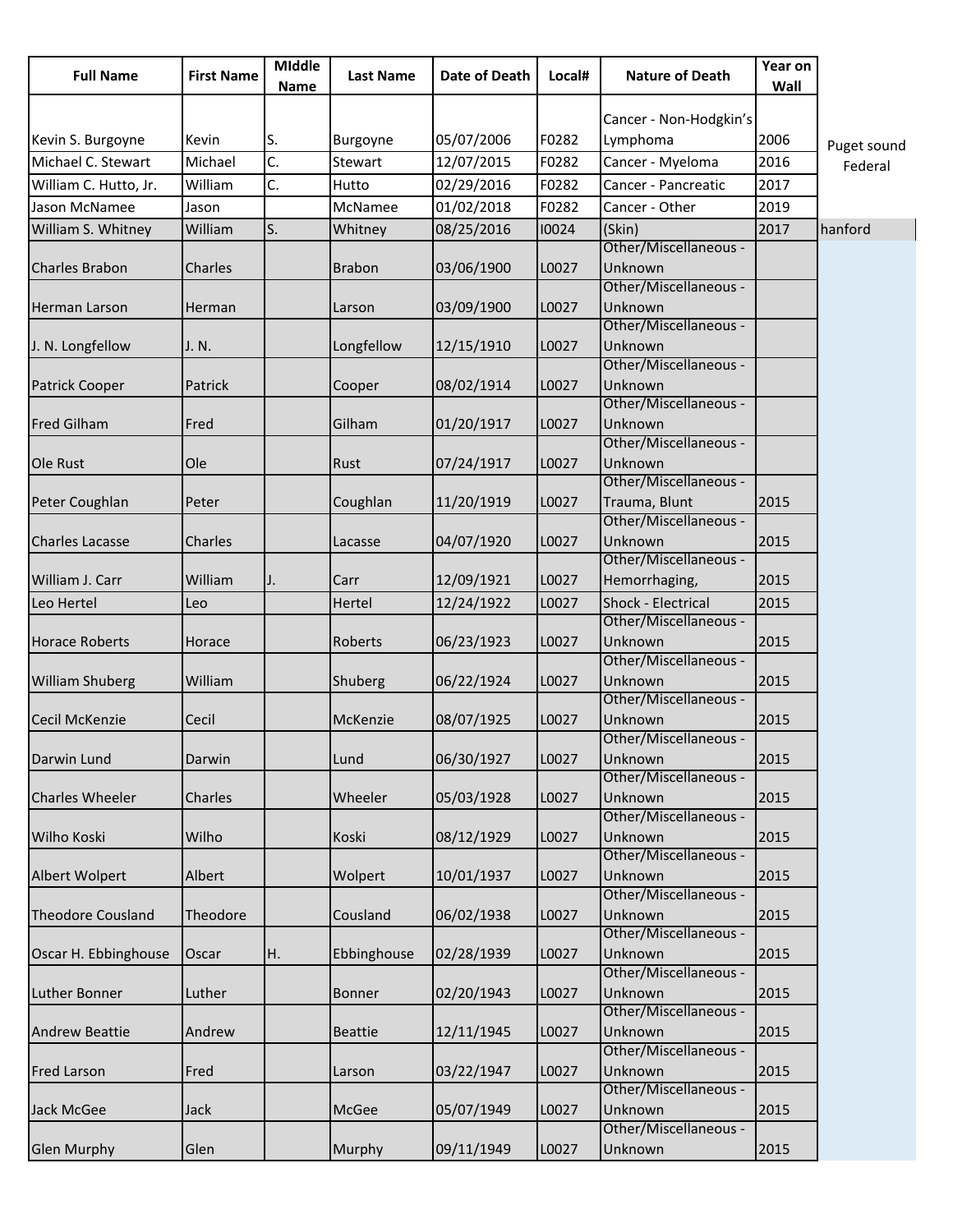| Full Name | First Name | MIddle Name | Last Name | Date of Death | Local# | Nature of Death | Year on Wall | |
|---|---|---|---|---|---|---|---|---|
| Kevin S. Burgoyne | Kevin | S. | Burgoyne | 05/07/2006 | F0282 | Cancer - Non-Hodgkin's Lymphoma | 2006 | Puget sound Federal |
| Michael C. Stewart | Michael | C. | Stewart | 12/07/2015 | F0282 | Cancer - Myeloma | 2016 | |
| William C. Hutto, Jr. | William | C. | Hutto | 02/29/2016 | F0282 | Cancer - Pancreatic | 2017 | |
| Jason McNamee | Jason | | McNamee | 01/02/2018 | F0282 | Cancer - Other | 2019 | |
| William S. Whitney | William | S. | Whitney | 08/25/2016 | I0024 | (Skin) | 2017 | hanford |
| Charles Brabon | Charles | | Brabon | 03/06/1900 | L0027 | Other/Miscellaneous - Unknown | | |
| Herman Larson | Herman | | Larson | 03/09/1900 | L0027 | Other/Miscellaneous - Unknown | | |
| J. N. Longfellow | J. N. | | Longfellow | 12/15/1910 | L0027 | Other/Miscellaneous - Unknown | | |
| Patrick Cooper | Patrick | | Cooper | 08/02/1914 | L0027 | Other/Miscellaneous - Unknown | | |
| Fred Gilham | Fred | | Gilham | 01/20/1917 | L0027 | Other/Miscellaneous - Unknown | | |
| Ole Rust | Ole | | Rust | 07/24/1917 | L0027 | Other/Miscellaneous - Unknown | | |
| Peter Coughlan | Peter | | Coughlan | 11/20/1919 | L0027 | Other/Miscellaneous - Trauma, Blunt | 2015 | |
| Charles Lacasse | Charles | | Lacasse | 04/07/1920 | L0027 | Other/Miscellaneous - Unknown | 2015 | |
| William J. Carr | William | J. | Carr | 12/09/1921 | L0027 | Other/Miscellaneous - Hemorrhaging, | 2015 | |
| Leo Hertel | Leo | | Hertel | 12/24/1922 | L0027 | Shock - Electrical | 2015 | |
| Horace Roberts | Horace | | Roberts | 06/23/1923 | L0027 | Other/Miscellaneous - Unknown | 2015 | |
| William Shuberg | William | | Shuberg | 06/22/1924 | L0027 | Other/Miscellaneous - Unknown | 2015 | |
| Cecil McKenzie | Cecil | | McKenzie | 08/07/1925 | L0027 | Other/Miscellaneous - Unknown | 2015 | |
| Darwin Lund | Darwin | | Lund | 06/30/1927 | L0027 | Other/Miscellaneous - Unknown | 2015 | |
| Charles Wheeler | Charles | | Wheeler | 05/03/1928 | L0027 | Other/Miscellaneous - Unknown | 2015 | |
| Wilho Koski | Wilho | | Koski | 08/12/1929 | L0027 | Other/Miscellaneous - Unknown | 2015 | |
| Albert Wolpert | Albert | | Wolpert | 10/01/1937 | L0027 | Other/Miscellaneous - Unknown | 2015 | |
| Theodore Cousland | Theodore | | Cousland | 06/02/1938 | L0027 | Other/Miscellaneous - Unknown | 2015 | |
| Oscar H. Ebbinghouse | Oscar | H. | Ebbinghouse | 02/28/1939 | L0027 | Other/Miscellaneous - Unknown | 2015 | |
| Luther Bonner | Luther | | Bonner | 02/20/1943 | L0027 | Other/Miscellaneous - Unknown | 2015 | |
| Andrew Beattie | Andrew | | Beattie | 12/11/1945 | L0027 | Other/Miscellaneous - Unknown | 2015 | |
| Fred Larson | Fred | | Larson | 03/22/1947 | L0027 | Other/Miscellaneous - Unknown | 2015 | |
| Jack McGee | Jack | | McGee | 05/07/1949 | L0027 | Other/Miscellaneous - Unknown | 2015 | |
| Glen Murphy | Glen | | Murphy | 09/11/1949 | L0027 | Other/Miscellaneous - Unknown | 2015 | |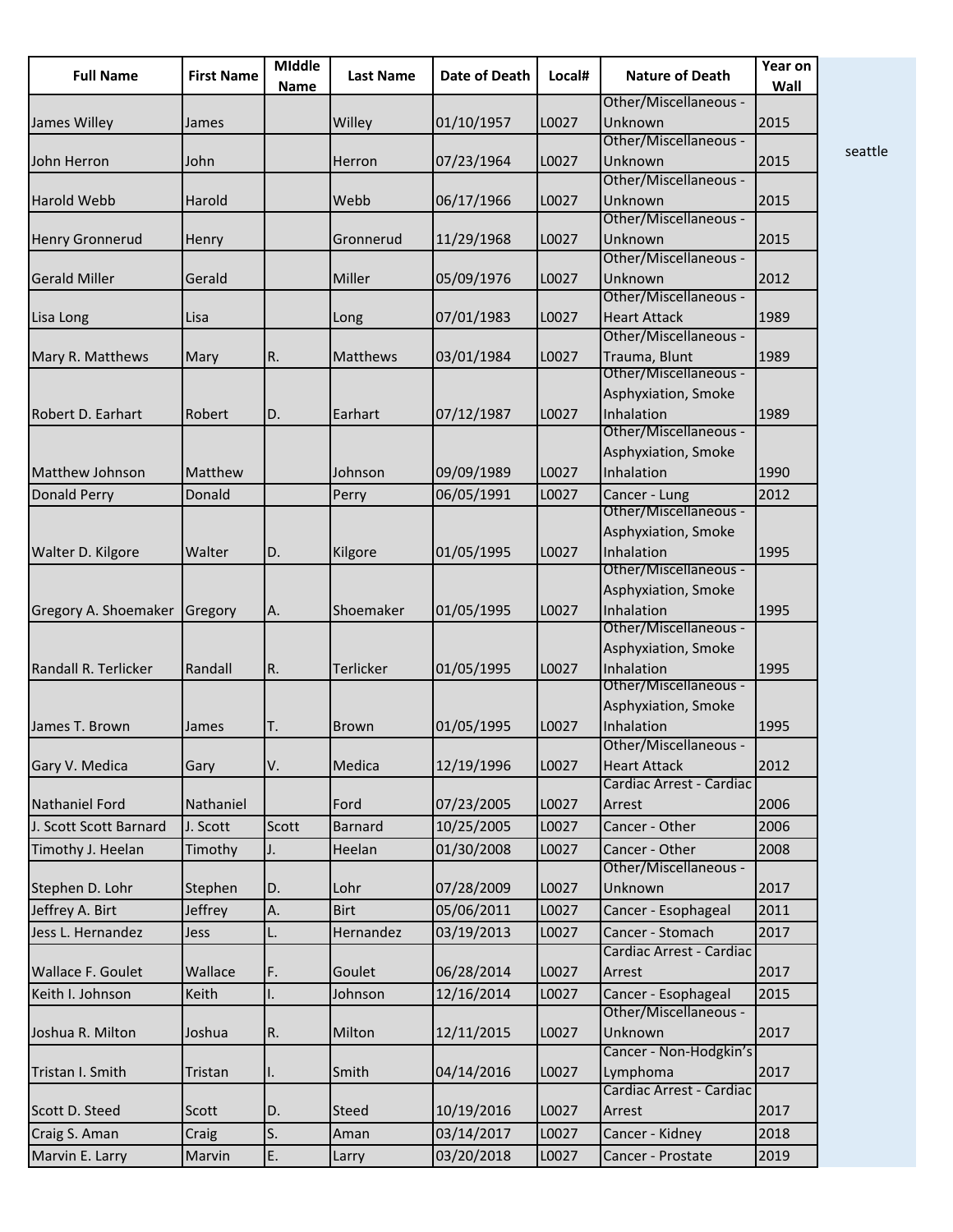| Full Name | First Name | MIddle Name | Last Name | Date of Death | Local# | Nature of Death | Year on Wall |
|---|---|---|---|---|---|---|---|
| James Willey | James | | Willey | 01/10/1957 | L0027 | Other/Miscellaneous - Unknown | 2015 |
| John Herron | John | | Herron | 07/23/1964 | L0027 | Other/Miscellaneous - Unknown | 2015 |
| Harold Webb | Harold | | Webb | 06/17/1966 | L0027 | Other/Miscellaneous - Unknown | 2015 |
| Henry Gronnerud | Henry | | Gronnerud | 11/29/1968 | L0027 | Other/Miscellaneous - Unknown | 2015 |
| Gerald Miller | Gerald | | Miller | 05/09/1976 | L0027 | Other/Miscellaneous - Unknown | 2012 |
| Lisa Long | Lisa | | Long | 07/01/1983 | L0027 | Other/Miscellaneous - Heart Attack | 1989 |
| Mary R. Matthews | Mary | R. | Matthews | 03/01/1984 | L0027 | Other/Miscellaneous - Trauma, Blunt | 1989 |
| Robert D. Earhart | Robert | D. | Earhart | 07/12/1987 | L0027 | Other/Miscellaneous - Asphyxiation, Smoke Inhalation | 1989 |
| Matthew Johnson | Matthew | | Johnson | 09/09/1989 | L0027 | Other/Miscellaneous - Asphyxiation, Smoke Inhalation | 1990 |
| Donald Perry | Donald | | Perry | 06/05/1991 | L0027 | Cancer - Lung | 2012 |
| Walter D. Kilgore | Walter | D. | Kilgore | 01/05/1995 | L0027 | Other/Miscellaneous - Asphyxiation, Smoke Inhalation | 1995 |
| Gregory A. Shoemaker | Gregory | A. | Shoemaker | 01/05/1995 | L0027 | Other/Miscellaneous - Asphyxiation, Smoke Inhalation | 1995 |
| Randall R. Terlicker | Randall | R. | Terlicker | 01/05/1995 | L0027 | Other/Miscellaneous - Asphyxiation, Smoke Inhalation | 1995 |
| James T. Brown | James | T. | Brown | 01/05/1995 | L0027 | Other/Miscellaneous - Asphyxiation, Smoke Inhalation | 1995 |
| Gary V. Medica | Gary | V. | Medica | 12/19/1996 | L0027 | Other/Miscellaneous - Heart Attack | 2012 |
| Nathaniel Ford | Nathaniel | | Ford | 07/23/2005 | L0027 | Cardiac Arrest - Cardiac Arrest | 2006 |
| J. Scott Scott Barnard | J. Scott | Scott | Barnard | 10/25/2005 | L0027 | Cancer - Other | 2006 |
| Timothy J. Heelan | Timothy | J. | Heelan | 01/30/2008 | L0027 | Cancer - Other | 2008 |
| Stephen D. Lohr | Stephen | D. | Lohr | 07/28/2009 | L0027 | Other/Miscellaneous - Unknown | 2017 |
| Jeffrey A. Birt | Jeffrey | A. | Birt | 05/06/2011 | L0027 | Cancer - Esophageal | 2011 |
| Jess L. Hernandez | Jess | L. | Hernandez | 03/19/2013 | L0027 | Cancer - Stomach | 2017 |
| Wallace F. Goulet | Wallace | F. | Goulet | 06/28/2014 | L0027 | Cardiac Arrest - Cardiac Arrest | 2017 |
| Keith I. Johnson | Keith | I. | Johnson | 12/16/2014 | L0027 | Cancer - Esophageal | 2015 |
| Joshua R. Milton | Joshua | R. | Milton | 12/11/2015 | L0027 | Other/Miscellaneous - Unknown | 2017 |
| Tristan I. Smith | Tristan | I. | Smith | 04/14/2016 | L0027 | Cancer - Non-Hodgkin's Lymphoma | 2017 |
| Scott D. Steed | Scott | D. | Steed | 10/19/2016 | L0027 | Cardiac Arrest - Cardiac Arrest | 2017 |
| Craig S. Aman | Craig | S. | Aman | 03/14/2017 | L0027 | Cancer - Kidney | 2018 |
| Marvin E. Larry | Marvin | E. | Larry | 03/20/2018 | L0027 | Cancer - Prostate | 2019 |

seattle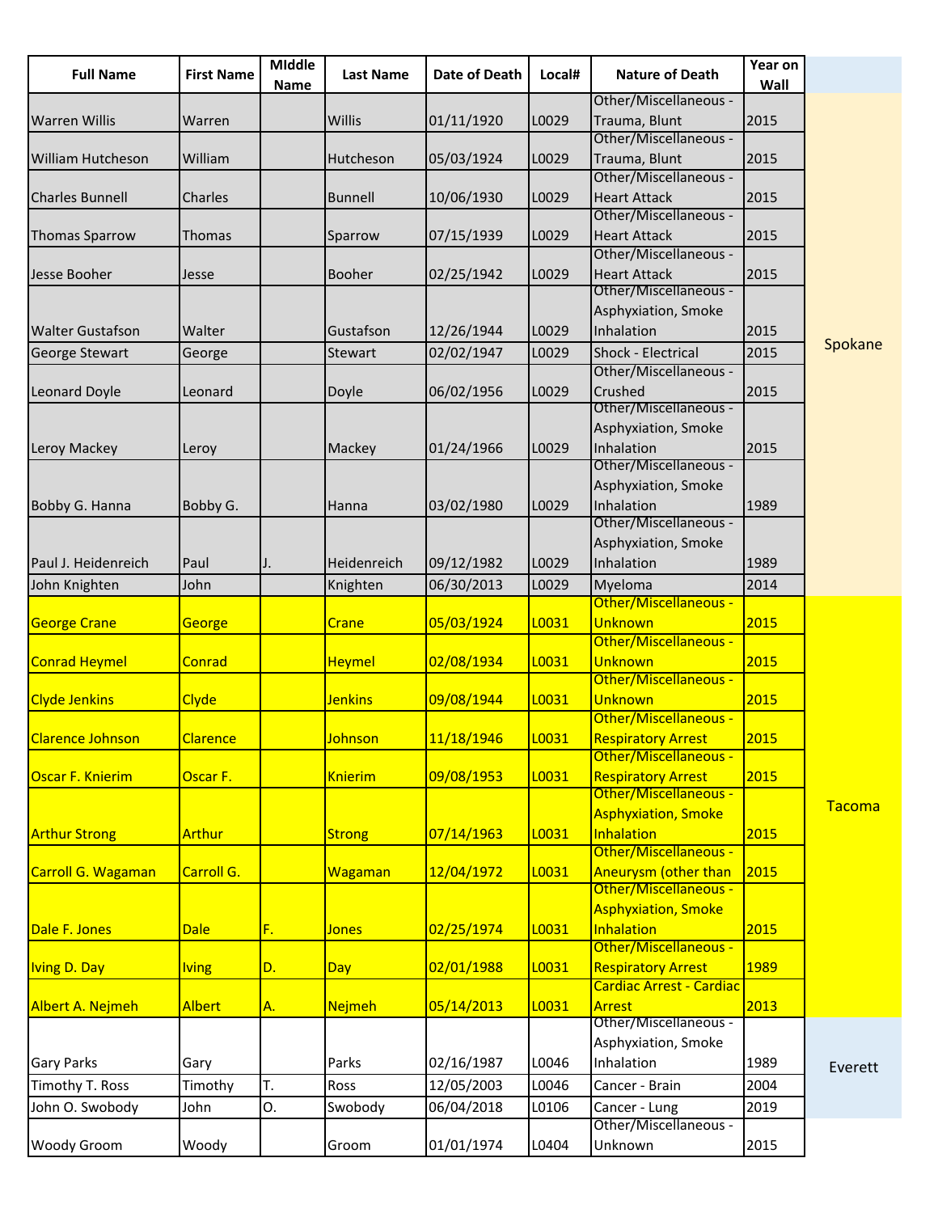| Full Name | First Name | MIddle Name | Last Name | Date of Death | Local# | Nature of Death | Year on Wall | |
|---|---|---|---|---|---|---|---|---|
| Warren Willis | Warren | | Willis | 01/11/1920 | L0029 | Other/Miscellaneous - Trauma, Blunt | 2015 | Spokane |
| William Hutcheson | William | | Hutcheson | 05/03/1924 | L0029 | Other/Miscellaneous - Trauma, Blunt | 2015 | |
| Charles Bunnell | Charles | | Bunnell | 10/06/1930 | L0029 | Other/Miscellaneous - Heart Attack | 2015 | |
| Thomas Sparrow | Thomas | | Sparrow | 07/15/1939 | L0029 | Other/Miscellaneous - Heart Attack | 2015 | |
| Jesse Booher | Jesse | | Booher | 02/25/1942 | L0029 | Other/Miscellaneous - Heart Attack | 2015 | |
| Walter Gustafson | Walter | | Gustafson | 12/26/1944 | L0029 | Other/Miscellaneous - Asphyxiation, Smoke Inhalation | 2015 | |
| George Stewart | George | | Stewart | 02/02/1947 | L0029 | Shock - Electrical | 2015 | |
| Leonard Doyle | Leonard | | Doyle | 06/02/1956 | L0029 | Other/Miscellaneous - Crushed | 2015 | |
| Leroy Mackey | Leroy | | Mackey | 01/24/1966 | L0029 | Other/Miscellaneous - Asphyxiation, Smoke Inhalation | 2015 | |
| Bobby G. Hanna | Bobby G. | | Hanna | 03/02/1980 | L0029 | Other/Miscellaneous - Asphyxiation, Smoke Inhalation | 1989 | |
| Paul J. Heidenreich | Paul | J. | Heidenreich | 09/12/1982 | L0029 | Other/Miscellaneous - Asphyxiation, Smoke Inhalation | 1989 | |
| John Knighten | John | | Knighten | 06/30/2013 | L0029 | Myeloma | 2014 | |
| George Crane | George | | Crane | 05/03/1924 | L0031 | Other/Miscellaneous - Unknown | 2015 | Tacoma |
| Conrad Heymel | Conrad | | Heymel | 02/08/1934 | L0031 | Other/Miscellaneous - Unknown | 2015 | |
| Clyde Jenkins | Clyde | | Jenkins | 09/08/1944 | L0031 | Other/Miscellaneous - Unknown | 2015 | |
| Clarence Johnson | Clarence | | Johnson | 11/18/1946 | L0031 | Other/Miscellaneous - Respiratory Arrest | 2015 | |
| Oscar F. Knierim | Oscar F. | | Knierim | 09/08/1953 | L0031 | Other/Miscellaneous - Respiratory Arrest | 2015 | |
| Arthur Strong | Arthur | | Strong | 07/14/1963 | L0031 | Other/Miscellaneous - Asphyxiation, Smoke Inhalation | 2015 | |
| Carroll G. Wagaman | Carroll G. | | Wagaman | 12/04/1972 | L0031 | Other/Miscellaneous - Aneurysm (other than | 2015 | |
| Dale F. Jones | Dale | F. | Jones | 02/25/1974 | L0031 | Other/Miscellaneous - Asphyxiation, Smoke Inhalation | 2015 | |
| Iving D. Day | Iving | D. | Day | 02/01/1988 | L0031 | Other/Miscellaneous - Respiratory Arrest | 1989 | |
| Albert A. Nejmeh | Albert | A. | Nejmeh | 05/14/2013 | L0031 | Cardiac Arrest - Cardiac Arrest | 2013 | |
| Gary Parks | Gary | | Parks | 02/16/1987 | L0046 | Other/Miscellaneous - Asphyxiation, Smoke Inhalation | 1989 | Everett |
| Timothy T. Ross | Timothy | T. | Ross | 12/05/2003 | L0046 | Cancer - Brain | 2004 | |
| John O. Swobody | John | O. | Swobody | 06/04/2018 | L0106 | Cancer - Lung | 2019 | |
| Woody Groom | Woody | | Groom | 01/01/1974 | L0404 | Other/Miscellaneous - Unknown | 2015 | |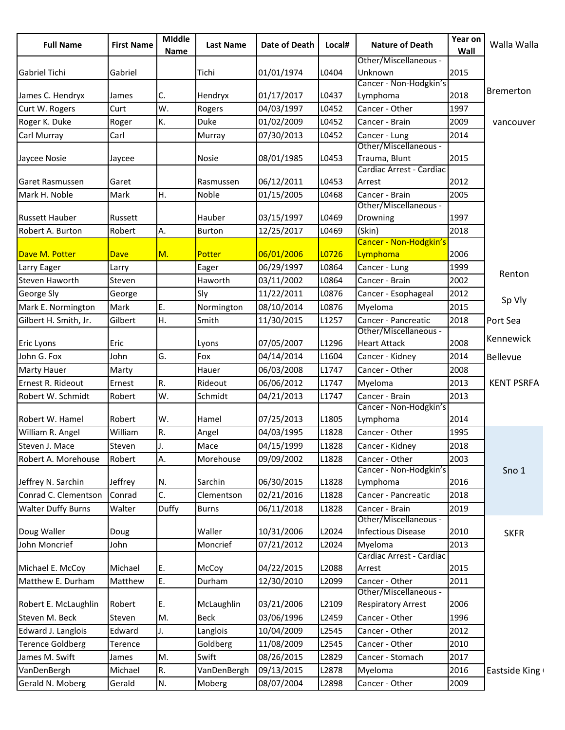| Full Name | First Name | MIddle Name | Last Name | Date of Death | Local# | Nature of Death | Year on Wall | Walla Walla |
|---|---|---|---|---|---|---|---|---|
| Gabriel Tichi | Gabriel | | Tichi | 01/01/1974 | L0404 | Other/Miscellaneous - Unknown | 2015 | |
| James C. Hendryx | James | C. | Hendryx | 01/17/2017 | L0437 | Cancer - Non-Hodgkin's Lymphoma | 2018 | Bremerton |
| Curt W. Rogers | Curt | W. | Rogers | 04/03/1997 | L0452 | Cancer - Other | 1997 | |
| Roger K. Duke | Roger | K. | Duke | 01/02/2009 | L0452 | Cancer - Brain | 2009 | vancouver |
| Carl Murray | Carl | | Murray | 07/30/2013 | L0452 | Cancer - Lung | 2014 | |
| Jaycee Nosie | Jaycee | | Nosie | 08/01/1985 | L0453 | Other/Miscellaneous - Trauma, Blunt | 2015 | |
| Garet Rasmussen | Garet | | Rasmussen | 06/12/2011 | L0453 | Cardiac Arrest - Cardiac Arrest | 2012 | |
| Mark H. Noble | Mark | H. | Noble | 01/15/2005 | L0468 | Cancer - Brain | 2005 | |
| Russett Hauber | Russett | | Hauber | 03/15/1997 | L0469 | Other/Miscellaneous - Drowning | 1997 | |
| Robert A. Burton | Robert | A. | Burton | 12/25/2017 | L0469 | (Skin) | 2018 | |
| Dave M. Potter | Dave | M. | Potter | 06/01/2006 | L0726 | Cancer - Non-Hodgkin's Lymphoma | 2006 | |
| Larry Eager | Larry | | Eager | 06/29/1997 | L0864 | Cancer - Lung | 1999 | Renton |
| Steven Haworth | Steven | | Haworth | 03/11/2002 | L0864 | Cancer - Brain | 2002 | |
| George Sly | George | | Sly | 11/22/2011 | L0876 | Cancer - Esophageal | 2012 | Sp Vly |
| Mark E. Normington | Mark | E. | Normington | 08/10/2014 | L0876 | Myeloma | 2015 | |
| Gilbert H. Smith, Jr. | Gilbert | H. | Smith | 11/30/2015 | L1257 | Cancer - Pancreatic | 2018 | Port Sea |
| Eric Lyons | Eric | | Lyons | 07/05/2007 | L1296 | Other/Miscellaneous - Heart Attack | 2008 | Kennewick |
| John G. Fox | John | G. | Fox | 04/14/2014 | L1604 | Cancer - Kidney | 2014 | Bellevue |
| Marty Hauer | Marty | | Hauer | 06/03/2008 | L1747 | Cancer - Other | 2008 | |
| Ernest R. Rideout | Ernest | R. | Rideout | 06/06/2012 | L1747 | Myeloma | 2013 | KENT PSRFA |
| Robert W. Schmidt | Robert | W. | Schmidt | 04/21/2013 | L1747 | Cancer - Brain | 2013 | |
| Robert W. Hamel | Robert | W. | Hamel | 07/25/2013 | L1805 | Cancer - Non-Hodgkin's Lymphoma | 2014 | |
| William R. Angel | William | R. | Angel | 04/03/1995 | L1828 | Cancer - Other | 1995 | |
| Steven J. Mace | Steven | J. | Mace | 04/15/1999 | L1828 | Cancer - Kidney | 2018 | |
| Robert A. Morehouse | Robert | A. | Morehouse | 09/09/2002 | L1828 | Cancer - Other | 2003 | |
| Jeffrey N. Sarchin | Jeffrey | N. | Sarchin | 06/30/2015 | L1828 | Cancer - Non-Hodgkin's Lymphoma | 2016 | Sno 1 |
| Conrad C. Clementson | Conrad | C. | Clementson | 02/21/2016 | L1828 | Cancer - Pancreatic | 2018 | |
| Walter Duffy Burns | Walter | Duffy | Burns | 06/11/2018 | L1828 | Cancer - Brain | 2019 | |
| Doug Waller | Doug | | Waller | 10/31/2006 | L2024 | Other/Miscellaneous - Infectious Disease | 2010 | SKFR |
| John Moncrief | John | | Moncrief | 07/21/2012 | L2024 | Myeloma | 2013 | |
| Michael E. McCoy | Michael | E. | McCoy | 04/22/2015 | L2088 | Cardiac Arrest - Cardiac Arrest | 2015 | |
| Matthew E. Durham | Matthew | E. | Durham | 12/30/2010 | L2099 | Cancer - Other | 2011 | |
| Robert E. McLaughlin | Robert | E. | McLaughlin | 03/21/2006 | L2109 | Other/Miscellaneous - Respiratory Arrest | 2006 | |
| Steven M. Beck | Steven | M. | Beck | 03/06/1996 | L2459 | Cancer - Other | 1996 | |
| Edward J. Langlois | Edward | J. | Langlois | 10/04/2009 | L2545 | Cancer - Other | 2012 | |
| Terence Goldberg | Terence | | Goldberg | 11/08/2009 | L2545 | Cancer - Other | 2010 | |
| James M. Swift | James | M. | Swift | 08/26/2015 | L2829 | Cancer - Stomach | 2017 | |
| VanDenBergh | Michael | R. | VanDenBergh | 09/13/2015 | L2878 | Myeloma | 2016 | Eastside King ( |
| Gerald N. Moberg | Gerald | N. | Moberg | 08/07/2004 | L2898 | Cancer - Other | 2009 | |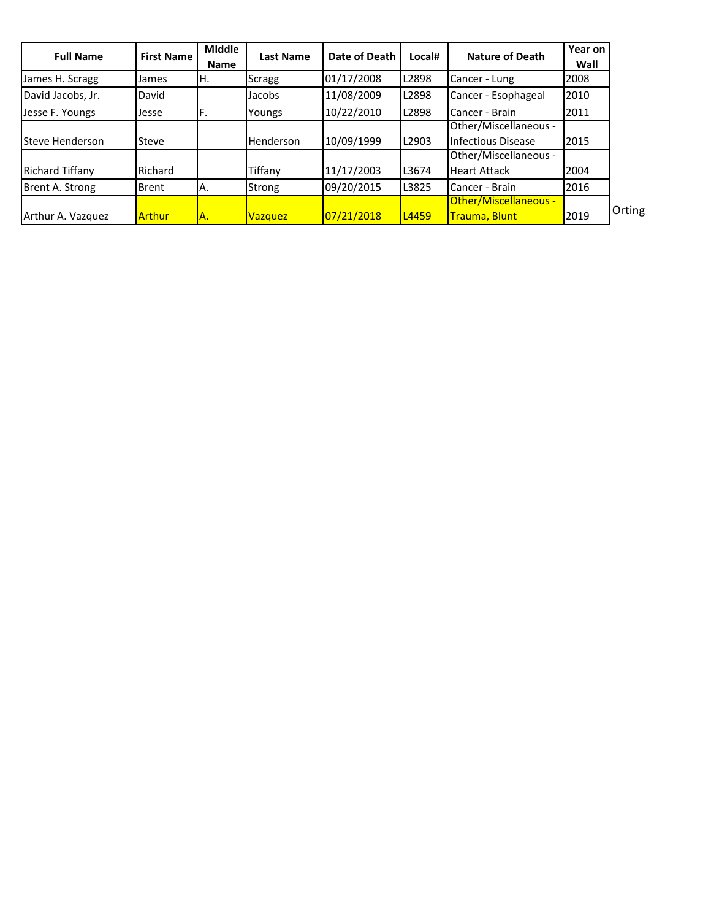| Full Name | First Name | MIddle Name | Last Name | Date of Death | Local# | Nature of Death | Year on Wall | |
|---|---|---|---|---|---|---|---|---|
| James H. Scragg | James | H. | Scragg | 01/17/2008 | L2898 | Cancer - Lung | 2008 | |
| David Jacobs, Jr. | David | | Jacobs | 11/08/2009 | L2898 | Cancer - Esophageal | 2010 | |
| Jesse F. Youngs | Jesse | F. | Youngs | 10/22/2010 | L2898 | Cancer - Brain | 2011 | |
| Steve Henderson | Steve | | Henderson | 10/09/1999 | L2903 | Other/Miscellaneous - Infectious Disease | 2015 | |
| Richard Tiffany | Richard | | Tiffany | 11/17/2003 | L3674 | Other/Miscellaneous - Heart Attack | 2004 | |
| Brent A. Strong | Brent | A. | Strong | 09/20/2015 | L3825 | Cancer - Brain | 2016 | |
| Arthur A. Vazquez | Arthur | A. | Vazquez | 07/21/2018 | L4459 | Other/Miscellaneous - Trauma, Blunt | 2019 | Orting |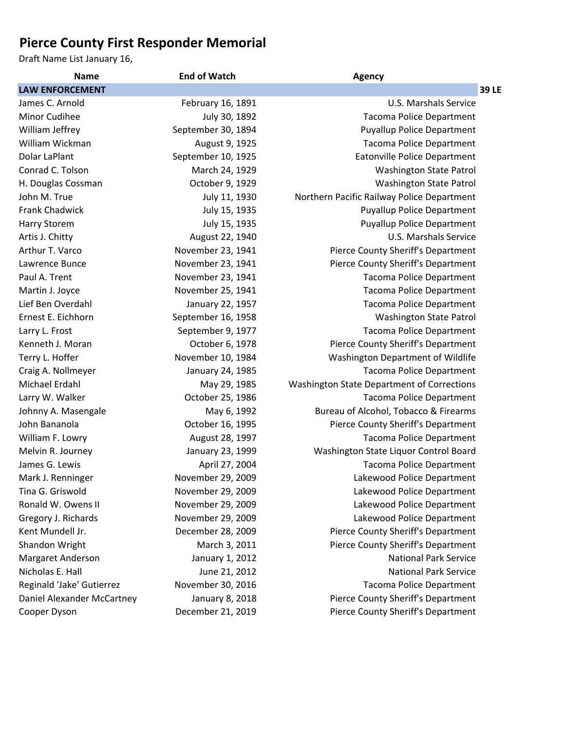# Pierce County First Responder Memorial

Draft Name List January 16,

| Name | End of Watch | Agency | |
|---|---|---|---|
| **LAW ENFORCEMENT** | | | **39 LE** |
| James C. Arnold | February 16, 1891 | U.S. Marshals Service | |
| Minor Cudihee | July 30, 1892 | Tacoma Police Department | |
| William Jeffrey | September 30, 1894 | Puyallup Police Department | |
| William Wickman | August 9, 1925 | Tacoma Police Department | |
| Dolar LaPlant | September 10, 1925 | Eatonville Police Department | |
| Conrad C. Tolson | March 24, 1929 | Washington State Patrol | |
| H. Douglas Cossman | October 9, 1929 | Washington State Patrol | |
| John M. True | July 11, 1930 | Northern Pacific Railway Police Department | |
| Frank Chadwick | July 15, 1935 | Puyallup Police Department | |
| Harry Storem | July 15, 1935 | Puyallup Police Department | |
| Artis J. Chitty | August 22, 1940 | U.S. Marshals Service | |
| Arthur T. Varco | November 23, 1941 | Pierce County Sheriff's Department | |
| Lawrence Bunce | November 23, 1941 | Pierce County Sheriff's Department | |
| Paul A. Trent | November 23, 1941 | Tacoma Police Department | |
| Martin J. Joyce | November 25, 1941 | Tacoma Police Department | |
| Lief Ben Overdahl | January 22, 1957 | Tacoma Police Department | |
| Ernest E. Eichhorn | September 16, 1958 | Washington State Patrol | |
| Larry L. Frost | September 9, 1977 | Tacoma Police Department | |
| Kenneth J. Moran | October 6, 1978 | Pierce County Sheriff's Department | |
| Terry L. Hoffer | November 10, 1984 | Washington Department of Wildlife | |
| Craig A. Nollmeyer | January 24, 1985 | Tacoma Police Department | |
| Michael Erdahl | May 29, 1985 | Washington State Department of Corrections | |
| Larry W. Walker | October 25, 1986 | Tacoma Police Department | |
| Johnny A. Masengale | May 6, 1992 | Bureau of Alcohol, Tobacco & Firearms | |
| John Bananola | October 16, 1995 | Pierce County Sheriff's Department | |
| William F. Lowry | August 28, 1997 | Tacoma Police Department | |
| Melvin R. Journey | January 23, 1999 | Washington State Liquor Control Board | |
| James G. Lewis | April 27, 2004 | Tacoma Police Department | |
| Mark J. Renninger | November 29, 2009 | Lakewood Police Department | |
| Tina G. Griswold | November 29, 2009 | Lakewood Police Department | |
| Ronald W. Owens II | November 29, 2009 | Lakewood Police Department | |
| Gregory J. Richards | November 29, 2009 | Lakewood Police Department | |
| Kent Mundell Jr. | December 28, 2009 | Pierce County Sheriff's Department | |
| Shandon Wright | March 3, 2011 | Pierce County Sheriff's Department | |
| Margaret Anderson | January 1, 2012 | National Park Service | |
| Nicholas E. Hall | June 21, 2012 | National Park Service | |
| Reginald 'Jake' Gutierrez | November 30, 2016 | Tacoma Police Department | |
| Daniel Alexander McCartney | January 8, 2018 | Pierce County Sheriff's Department | |
| Cooper Dyson | December 21, 2019 | Pierce County Sheriff's Department | |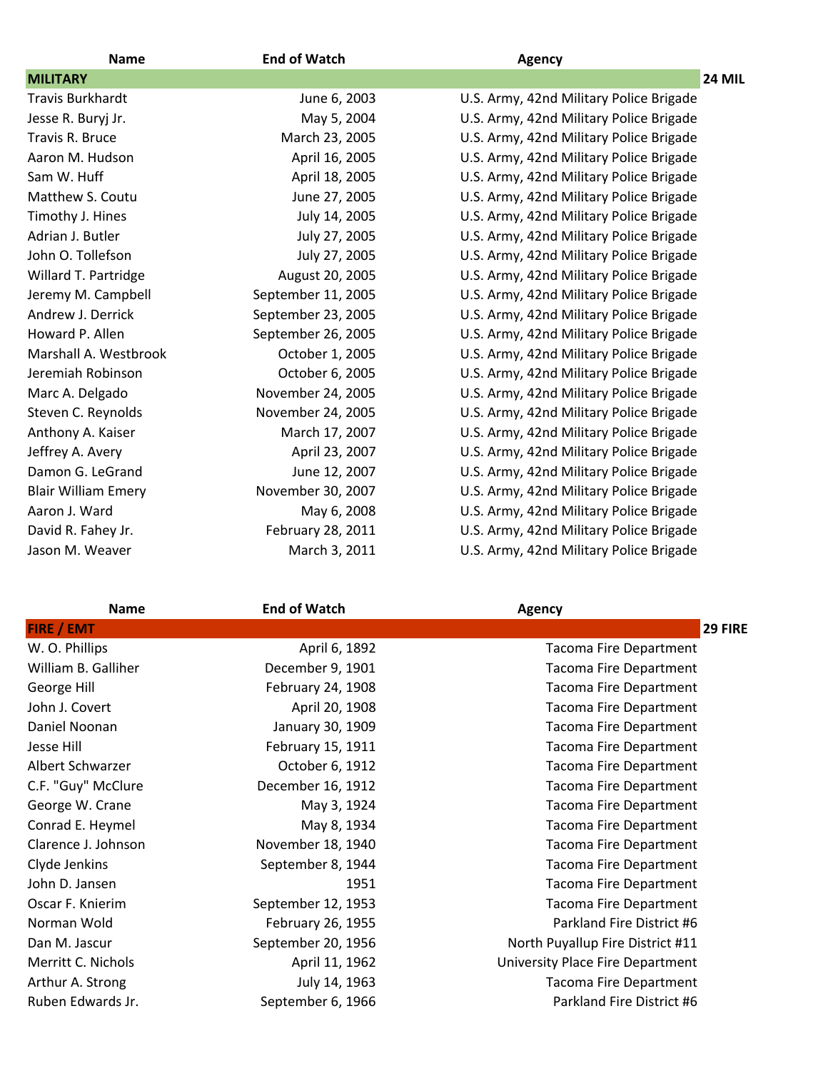| Name | End of Watch | Agency | |
|---|---|---|---|
| **MILITARY** | | | **24 MIL** |
| Travis Burkhardt | June 6, 2003 | U.S. Army, 42nd Military Police Brigade | |
| Jesse R. Buryj Jr. | May 5, 2004 | U.S. Army, 42nd Military Police Brigade | |
| Travis R. Bruce | March 23, 2005 | U.S. Army, 42nd Military Police Brigade | |
| Aaron M. Hudson | April 16, 2005 | U.S. Army, 42nd Military Police Brigade | |
| Sam W. Huff | April 18, 2005 | U.S. Army, 42nd Military Police Brigade | |
| Matthew S. Coutu | June 27, 2005 | U.S. Army, 42nd Military Police Brigade | |
| Timothy J. Hines | July 14, 2005 | U.S. Army, 42nd Military Police Brigade | |
| Adrian J. Butler | July 27, 2005 | U.S. Army, 42nd Military Police Brigade | |
| John O. Tollefson | July 27, 2005 | U.S. Army, 42nd Military Police Brigade | |
| Willard T. Partridge | August 20, 2005 | U.S. Army, 42nd Military Police Brigade | |
| Jeremy M. Campbell | September 11, 2005 | U.S. Army, 42nd Military Police Brigade | |
| Andrew J. Derrick | September 23, 2005 | U.S. Army, 42nd Military Police Brigade | |
| Howard P. Allen | September 26, 2005 | U.S. Army, 42nd Military Police Brigade | |
| Marshall A. Westbrook | October 1, 2005 | U.S. Army, 42nd Military Police Brigade | |
| Jeremiah Robinson | October 6, 2005 | U.S. Army, 42nd Military Police Brigade | |
| Marc A. Delgado | November 24, 2005 | U.S. Army, 42nd Military Police Brigade | |
| Steven C. Reynolds | November 24, 2005 | U.S. Army, 42nd Military Police Brigade | |
| Anthony A. Kaiser | March 17, 2007 | U.S. Army, 42nd Military Police Brigade | |
| Jeffrey A. Avery | April 23, 2007 | U.S. Army, 42nd Military Police Brigade | |
| Damon G. LeGrand | June 12, 2007 | U.S. Army, 42nd Military Police Brigade | |
| Blair William Emery | November 30, 2007 | U.S. Army, 42nd Military Police Brigade | |
| Aaron J. Ward | May 6, 2008 | U.S. Army, 42nd Military Police Brigade | |
| David R. Fahey Jr. | February 28, 2011 | U.S. Army, 42nd Military Police Brigade | |
| Jason M. Weaver | March 3, 2011 | U.S. Army, 42nd Military Police Brigade | |

| Name | End of Watch | Agency | |
|---|---|---|---|
| **FIRE / EMT** | | | **29 FIRE** |
| W. O. Phillips | April 6, 1892 | Tacoma Fire Department | |
| William B. Galliher | December 9, 1901 | Tacoma Fire Department | |
| George Hill | February 24, 1908 | Tacoma Fire Department | |
| John J. Covert | April 20, 1908 | Tacoma Fire Department | |
| Daniel Noonan | January 30, 1909 | Tacoma Fire Department | |
| Jesse Hill | February 15, 1911 | Tacoma Fire Department | |
| Albert Schwarzer | October 6, 1912 | Tacoma Fire Department | |
| C.F. "Guy" McClure | December 16, 1912 | Tacoma Fire Department | |
| George W. Crane | May 3, 1924 | Tacoma Fire Department | |
| Conrad E. Heymel | May 8, 1934 | Tacoma Fire Department | |
| Clarence J. Johnson | November 18, 1940 | Tacoma Fire Department | |
| Clyde Jenkins | September 8, 1944 | Tacoma Fire Department | |
| John D. Jansen | 1951 | Tacoma Fire Department | |
| Oscar F. Knierim | September 12, 1953 | Tacoma Fire Department | |
| Norman Wold | February 26, 1955 | Parkland Fire District #6 | |
| Dan M. Jascur | September 20, 1956 | North Puyallup Fire District #11 | |
| Merritt C. Nichols | April 11, 1962 | University Place Fire Department | |
| Arthur A. Strong | July 14, 1963 | Tacoma Fire Department | |
| Ruben Edwards Jr. | September 6, 1966 | Parkland Fire District #6 | |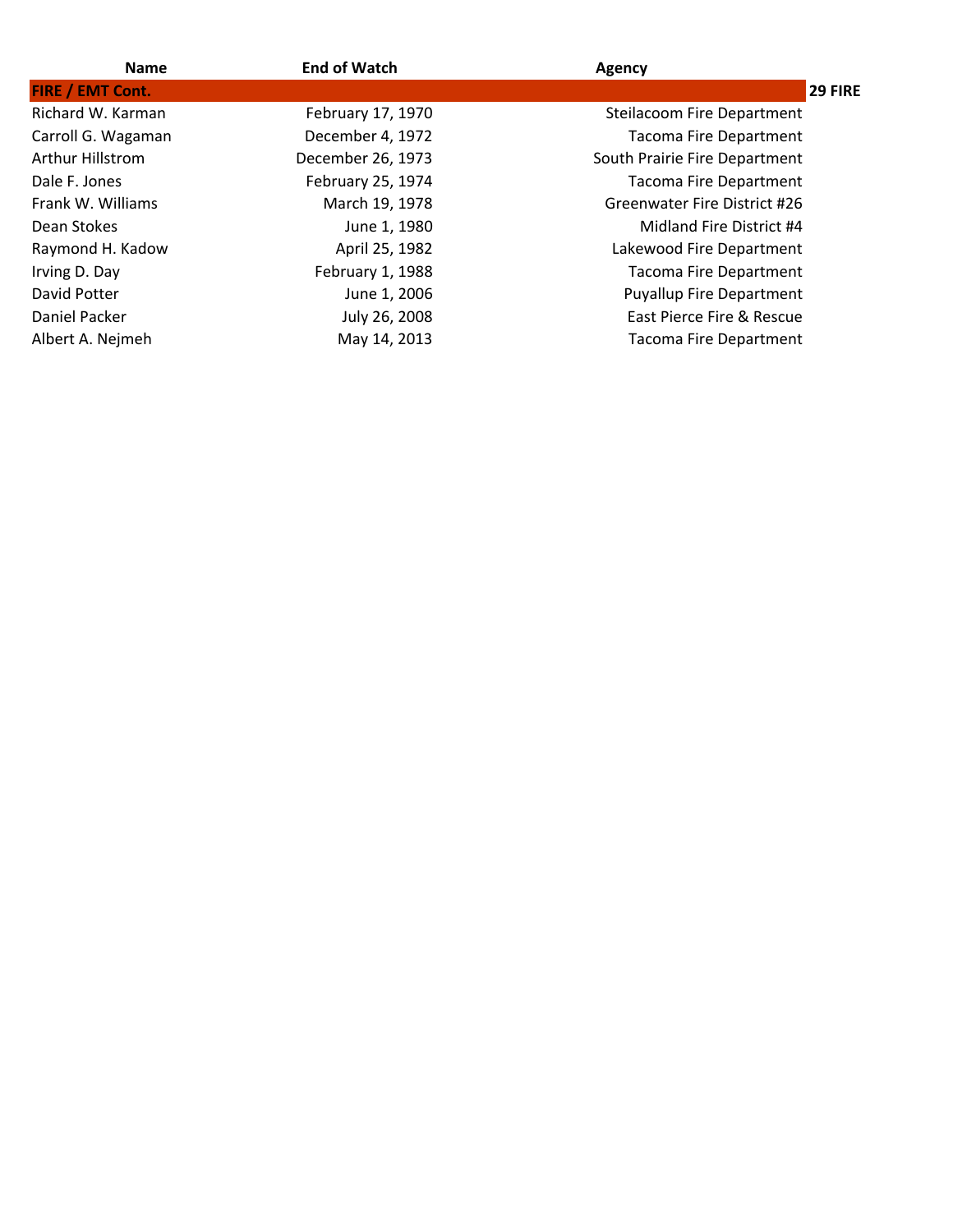| Name | End of Watch | Agency | |
|---|---|---|---|
| **FIRE / EMT Cont.** | | | **29 FIRE** |
| Richard W. Karman | February 17, 1970 | Steilacoom Fire Department | |
| Carroll G. Wagaman | December 4, 1972 | Tacoma Fire Department | |
| Arthur Hillstrom | December 26, 1973 | South Prairie Fire Department | |
| Dale F. Jones | February 25, 1974 | Tacoma Fire Department | |
| Frank W. Williams | March 19, 1978 | Greenwater Fire District #26 | |
| Dean Stokes | June 1, 1980 | Midland Fire District #4 | |
| Raymond H. Kadow | April 25, 1982 | Lakewood Fire Department | |
| Irving D. Day | February 1, 1988 | Tacoma Fire Department | |
| David Potter | June 1, 2006 | Puyallup Fire Department | |
| Daniel Packer | July 26, 2008 | East Pierce Fire & Rescue | |
| Albert A. Nejmeh | May 14, 2013 | Tacoma Fire Department | |